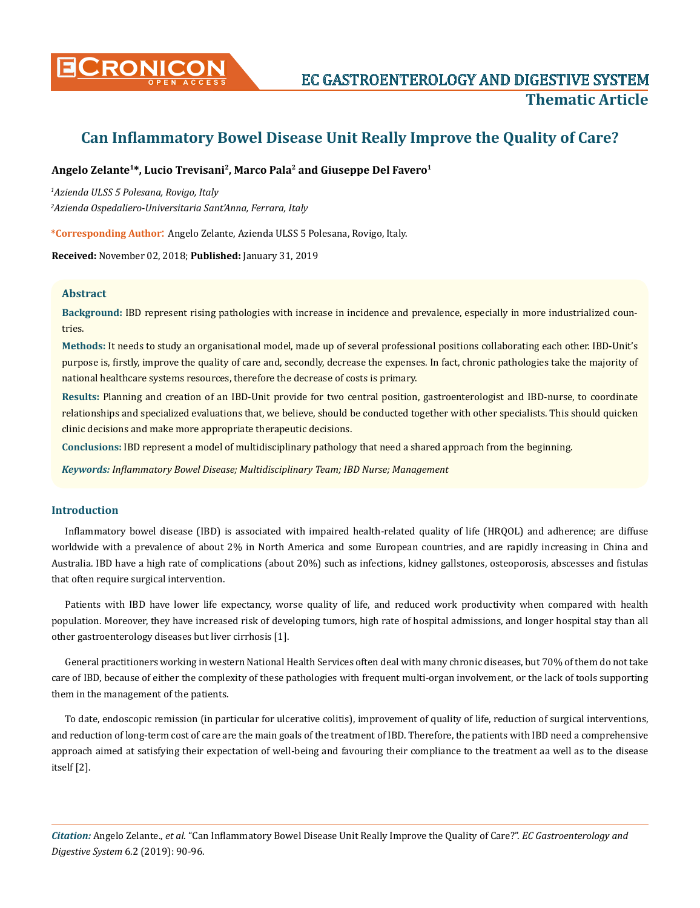# Can Inflammatory Bowel Disease Unit Really Improve the Quality of Care?

**Angelo Zelante[1]*, Lucio Trevisani[2], Marco Pala[2] and Giuseppe Del Favero[1]**

[1]*Azienda ULSS 5 Polesana, Rovigo, Italy*

[2]*Azienda Ospedaliero-Universitaria Sant'Anna, Ferrara, Italy*

**\*Corresponding Author:** Angelo Zelante, Azienda ULSS 5 Polesana, Rovigo, Italy.

**Received:** November 02, 2018; **Published:** January 31, 2019

## Abstract

**Background:** IBD represent rising pathologies with increase in incidence and prevalence, especially in more industrialized countries.

**Methods:** It needs to study an organisational model, made up of several professional positions collaborating each other. IBD-Unit's purpose is, firstly, improve the quality of care and, secondly, decrease the expenses. In fact, chronic pathologies take the majority of national healthcare systems resources, therefore the decrease of costs is primary.

**Results:** Planning and creation of an IBD-Unit provide for two central position, gastroenterologist and IBD-nurse, to coordinate relationships and specialized evaluations that, we believe, should be conducted together with other specialists. This should quicken clinic decisions and make more appropriate therapeutic decisions.

**Conclusions:** IBD represent a model of multidisciplinary pathology that need a shared approach from the beginning.

***Keywords:*** *Inflammatory Bowel Disease; Multidisciplinary Team; IBD Nurse; Management*

## Introduction

Inflammatory bowel disease (IBD) is associated with impaired health-related quality of life (HRQOL) and adherence; are diffuse worldwide with a prevalence of about 2% in North America and some European countries, and are rapidly increasing in China and Australia. IBD have a high rate of complications (about 20%) such as infections, kidney gallstones, osteoporosis, abscesses and fistulas that often require surgical intervention.

Patients with IBD have lower life expectancy, worse quality of life, and reduced work productivity when compared with health population. Moreover, they have increased risk of developing tumors, high rate of hospital admissions, and longer hospital stay than all other gastroenterology diseases but liver cirrhosis [1].

General practitioners working in western National Health Services often deal with many chronic diseases, but 70% of them do not take care of IBD, because of either the complexity of these pathologies with frequent multi-organ involvement, or the lack of tools supporting them in the management of the patients.

To date, endoscopic remission (in particular for ulcerative colitis), improvement of quality of life, reduction of surgical interventions, and reduction of long-term cost of care are the main goals of the treatment of IBD. Therefore, the patients with IBD need a comprehensive approach aimed at satisfying their expectation of well-being and favouring their compliance to the treatment aa well as to the disease itself [2].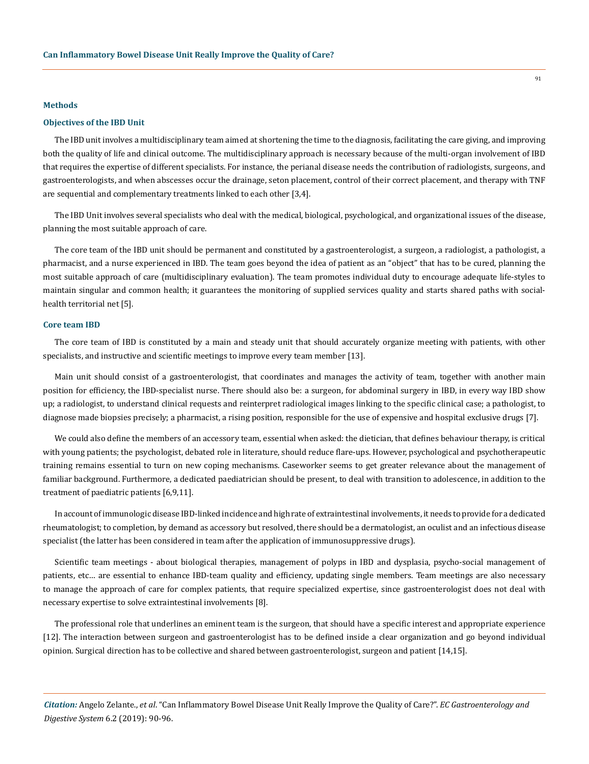## Methods

### Objectives of the IBD Unit

The IBD unit involves a multidisciplinary team aimed at shortening the time to the diagnosis, facilitating the care giving, and improving both the quality of life and clinical outcome. The multidisciplinary approach is necessary because of the multi-organ involvement of IBD that requires the expertise of different specialists. For instance, the perianal disease needs the contribution of radiologists, surgeons, and gastroenterologists, and when abscesses occur the drainage, seton placement, control of their correct placement, and therapy with TNF are sequential and complementary treatments linked to each other [3,4].

The IBD Unit involves several specialists who deal with the medical, biological, psychological, and organizational issues of the disease, planning the most suitable approach of care.

The core team of the IBD unit should be permanent and constituted by a gastroenterologist, a surgeon, a radiologist, a pathologist, a pharmacist, and a nurse experienced in IBD. The team goes beyond the idea of patient as an "object" that has to be cured, planning the most suitable approach of care (multidisciplinary evaluation). The team promotes individual duty to encourage adequate life-styles to maintain singular and common health; it guarantees the monitoring of supplied services quality and starts shared paths with social-health territorial net [5].

### Core team IBD

The core team of IBD is constituted by a main and steady unit that should accurately organize meeting with patients, with other specialists, and instructive and scientific meetings to improve every team member [13].

Main unit should consist of a gastroenterologist, that coordinates and manages the activity of team, together with another main position for efficiency, the IBD-specialist nurse. There should also be: a surgeon, for abdominal surgery in IBD, in every way IBD show up; a radiologist, to understand clinical requests and reinterpret radiological images linking to the specific clinical case; a pathologist, to diagnose made biopsies precisely; a pharmacist, a rising position, responsible for the use of expensive and hospital exclusive drugs [7].

We could also define the members of an accessory team, essential when asked: the dietician, that defines behaviour therapy, is critical with young patients; the psychologist, debated role in literature, should reduce flare-ups. However, psychological and psychotherapeutic training remains essential to turn on new coping mechanisms. Caseworker seems to get greater relevance about the management of familiar background. Furthermore, a dedicated paediatrician should be present, to deal with transition to adolescence, in addition to the treatment of paediatric patients [6,9,11].

In account of immunologic disease IBD-linked incidence and high rate of extraintestinal involvements, it needs to provide for a dedicated rheumatologist; to completion, by demand as accessory but resolved, there should be a dermatologist, an oculist and an infectious disease specialist (the latter has been considered in team after the application of immunosuppressive drugs).

Scientific team meetings - about biological therapies, management of polyps in IBD and dysplasia, psycho-social management of patients, etc... are essential to enhance IBD-team quality and efficiency, updating single members. Team meetings are also necessary to manage the approach of care for complex patients, that require specialized expertise, since gastroenterologist does not deal with necessary expertise to solve extraintestinal involvements [8].

The professional role that underlines an eminent team is the surgeon, that should have a specific interest and appropriate experience [12]. The interaction between surgeon and gastroenterologist has to be defined inside a clear organization and go beyond individual opinion. Surgical direction has to be collective and shared between gastroenterologist, surgeon and patient [14,15].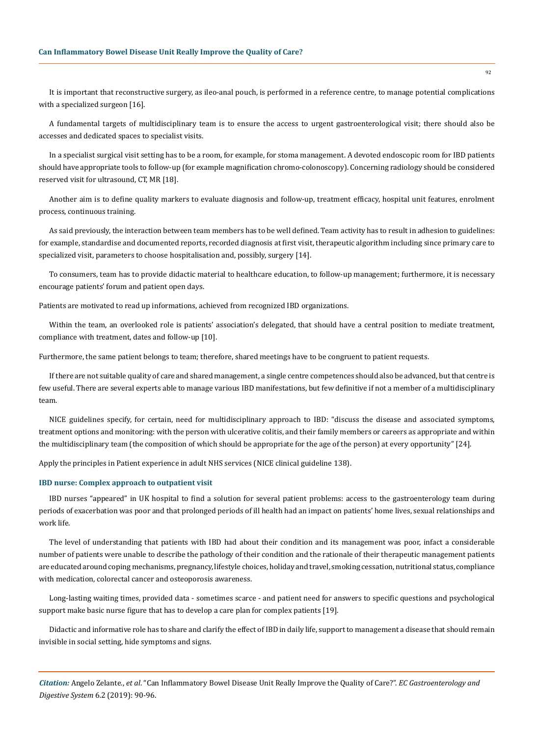It is important that reconstructive surgery, as ileo-anal pouch, is performed in a reference centre, to manage potential complications with a specialized surgeon [16].

A fundamental targets of multidisciplinary team is to ensure the access to urgent gastroenterological visit; there should also be accesses and dedicated spaces to specialist visits.

In a specialist surgical visit setting has to be a room, for example, for stoma management. A devoted endoscopic room for IBD patients should have appropriate tools to follow-up (for example magnification chromo-colonoscopy). Concerning radiology should be considered reserved visit for ultrasound, CT, MR [18].

Another aim is to define quality markers to evaluate diagnosis and follow-up, treatment efficacy, hospital unit features, enrolment process, continuous training.

As said previously, the interaction between team members has to be well defined. Team activity has to result in adhesion to guidelines: for example, standardise and documented reports, recorded diagnosis at first visit, therapeutic algorithm including since primary care to specialized visit, parameters to choose hospitalisation and, possibly, surgery [14].

To consumers, team has to provide didactic material to healthcare education, to follow-up management; furthermore, it is necessary encourage patients' forum and patient open days.

Patients are motivated to read up informations, achieved from recognized IBD organizations.

Within the team, an overlooked role is patients' association's delegated, that should have a central position to mediate treatment, compliance with treatment, dates and follow-up [10].

Furthermore, the same patient belongs to team; therefore, shared meetings have to be congruent to patient requests.

If there are not suitable quality of care and shared management, a single centre competences should also be advanced, but that centre is few useful. There are several experts able to manage various IBD manifestations, but few definitive if not a member of a multidisciplinary team.

NICE guidelines specify, for certain, need for multidisciplinary approach to IBD: "discuss the disease and associated symptoms, treatment options and monitoring: with the person with ulcerative colitis, and their family members or careers as appropriate and within the multidisciplinary team (the composition of which should be appropriate for the age of the person) at every opportunity" [24].

Apply the principles in Patient experience in adult NHS services (NICE clinical guideline 138).

### IBD nurse: Complex approach to outpatient visit

IBD nurses "appeared" in UK hospital to find a solution for several patient problems: access to the gastroenterology team during periods of exacerbation was poor and that prolonged periods of ill health had an impact on patients' home lives, sexual relationships and work life.

The level of understanding that patients with IBD had about their condition and its management was poor, infact a considerable number of patients were unable to describe the pathology of their condition and the rationale of their therapeutic management patients are educated around coping mechanisms, pregnancy, lifestyle choices, holiday and travel, smoking cessation, nutritional status, compliance with medication, colorectal cancer and osteoporosis awareness.

Long-lasting waiting times, provided data - sometimes scarce - and patient need for answers to specific questions and psychological support make basic nurse figure that has to develop a care plan for complex patients [19].

Didactic and informative role has to share and clarify the effect of IBD in daily life, support to management a disease that should remain invisible in social setting, hide symptoms and signs.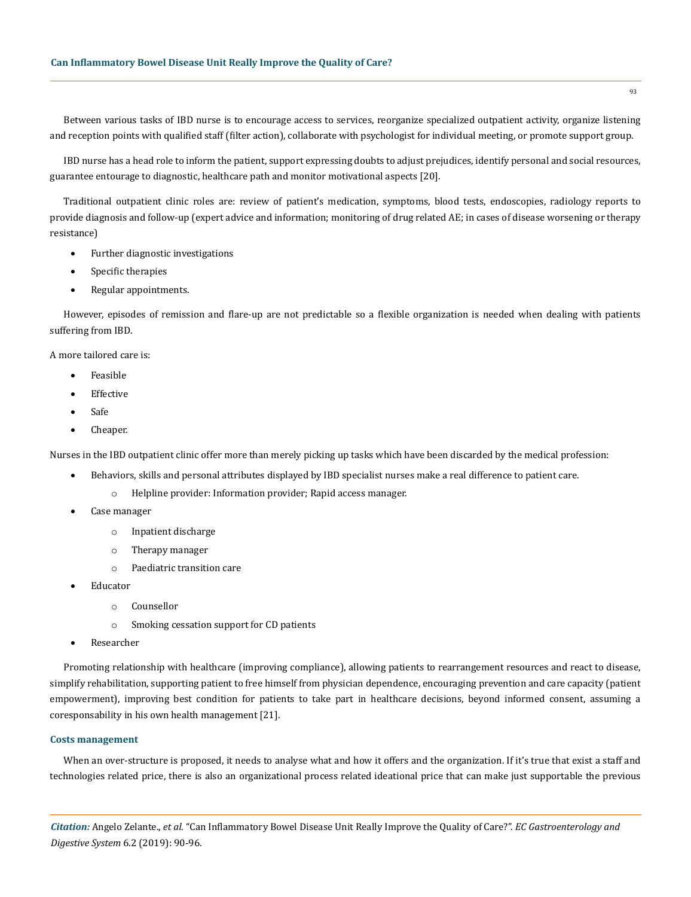Between various tasks of IBD nurse is to encourage access to services, reorganize specialized outpatient activity, organize listening and reception points with qualified staff (filter action), collaborate with psychologist for individual meeting, or promote support group.

IBD nurse has a head role to inform the patient, support expressing doubts to adjust prejudices, identify personal and social resources, guarantee entourage to diagnostic, healthcare path and monitor motivational aspects [20].

Traditional outpatient clinic roles are: review of patient's medication, symptoms, blood tests, endoscopies, radiology reports to provide diagnosis and follow-up (expert advice and information; monitoring of drug related AE; in cases of disease worsening or therapy resistance)

- Further diagnostic investigations
- Specific therapies
- Regular appointments.

However, episodes of remission and flare-up are not predictable so a flexible organization is needed when dealing with patients suffering from IBD.

A more tailored care is:

- Feasible
- Effective
- Safe
- Cheaper.

Nurses in the IBD outpatient clinic offer more than merely picking up tasks which have been discarded by the medical profession:

- Behaviors, skills and personal attributes displayed by IBD specialist nurses make a real difference to patient care.
    - Helpline provider: Information provider; Rapid access manager.
- Case manager
    - Inpatient discharge
    - Therapy manager
    - Paediatric transition care
- Educator
    - Counsellor
    - Smoking cessation support for CD patients
- Researcher

Promoting relationship with healthcare (improving compliance), allowing patients to rearrangement resources and react to disease, simplify rehabilitation, supporting patient to free himself from physician dependence, encouraging prevention and care capacity (patient empowerment), improving best condition for patients to take part in healthcare decisions, beyond informed consent, assuming a coresponsability in his own health management [21].

### Costs management

When an over-structure is proposed, it needs to analyse what and how it offers and the organization. If it's true that exist a staff and technologies related price, there is also an organizational process related ideational price that can make just supportable the previous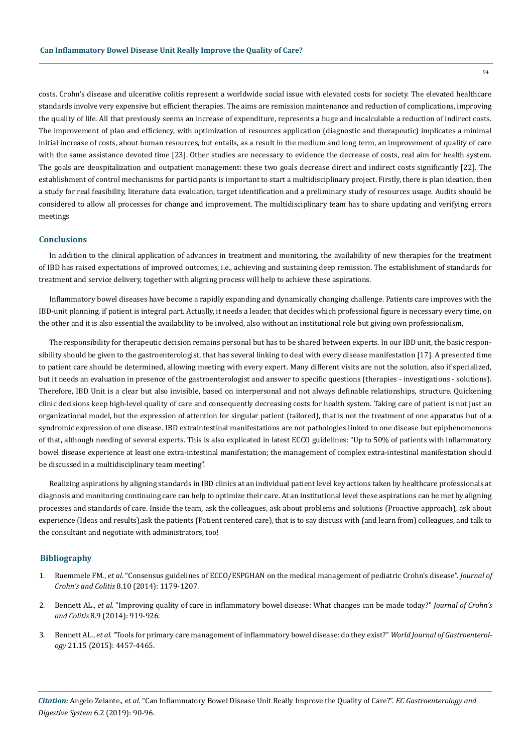costs. Crohn's disease and ulcerative colitis represent a worldwide social issue with elevated costs for society. The elevated healthcare standards involve very expensive but efficient therapies. The aims are remission maintenance and reduction of complications, improving the quality of life. All that previously seems an increase of expenditure, represents a huge and incalculable a reduction of indirect costs. The improvement of plan and efficiency, with optimization of resources application (diagnostic and therapeutic) implicates a minimal initial increase of costs, about human resources, but entails, as a result in the medium and long term, an improvement of quality of care with the same assistance devoted time [23]. Other studies are necessary to evidence the decrease of costs, real aim for health system. The goals are deospitalization and outpatient management: these two goals decrease direct and indirect costs significantly [22]. The establishment of control mechanisms for participants is important to start a multidisciplinary project. Firstly, there is plan ideation, then a study for real feasibility, literature data evaluation, target identification and a preliminary study of resources usage. Audits should be considered to allow all processes for change and improvement. The multidisciplinary team has to share updating and verifying errors meetings

## Conclusions

In addition to the clinical application of advances in treatment and monitoring, the availability of new therapies for the treatment of IBD has raised expectations of improved outcomes, i.e., achieving and sustaining deep remission. The establishment of standards for treatment and service delivery, together with aligning process will help to achieve these aspirations.

Inflammatory bowel diseases have become a rapidly expanding and dynamically changing challenge. Patients care improves with the IBD-unit planning, if patient is integral part. Actually, it needs a leader, that decides which professional figure is necessary every time, on the other and it is also essential the availability to be involved, also without an institutional role but giving own professionalism,

The responsibility for therapeutic decision remains personal but has to be shared between experts. In our IBD unit, the basic responsibility should be given to the gastroenterologist, that has several linking to deal with every disease manifestation [17]. A presented time to patient care should be determined, allowing meeting with every expert. Many different visits are not the solution, also if specialized, but it needs an evaluation in presence of the gastroenterologist and answer to specific questions (therapies - investigations - solutions). Therefore, IBD Unit is a clear but also invisible, based on interpersonal and not always definable relationships, structure. Quickening clinic decisions keep high-level quality of care and consequently decreasing costs for health system. Taking care of patient is not just an organizational model, but the expression of attention for singular patient (tailored), that is not the treatment of one apparatus but of a syndromic expression of one disease. IBD extraintestinal manifestations are not pathologies linked to one disease but epiphenomenons of that, although needing of several experts. This is also explicated in latest ECCO guidelines: "Up to 50% of patients with inflammatory bowel disease experience at least one extra-intestinal manifestation; the management of complex extra-intestinal manifestation should be discussed in a multidisciplinary team meeting".

Realizing aspirations by aligning standards in IBD clinics at an individual patient level key actions taken by healthcare professionals at diagnosis and monitoring continuing care can help to optimize their care. At an institutional level these aspirations can be met by aligning processes and standards of care. Inside the team, ask the colleagues, ask about problems and solutions (Proactive approach), ask about experience (Ideas and results),ask the patients (Patient centered care), that is to say discuss with (and learn from) colleagues, and talk to the consultant and negotiate with administrators, too!

## Bibliography

1. Ruemmele FM., *et al*. "Consensus guidelines of ECCO/ESPGHAN on the medical management of pediatric Crohn's disease". *Journal of Crohn's and Colitis* 8.10 (2014): 1179-1207.
2. Bennett AL., *et al*. "Improving quality of care in inflammatory bowel disease: What changes can be made today?" *Journal of Crohn's and Colitis* 8.9 (2014): 919-926.
3. Bennett AL., *et al*. "Tools for primary care management of inflammatory bowel disease: do they exist?" *World Journal of Gastroenterology* 21.15 (2015): 4457-4465.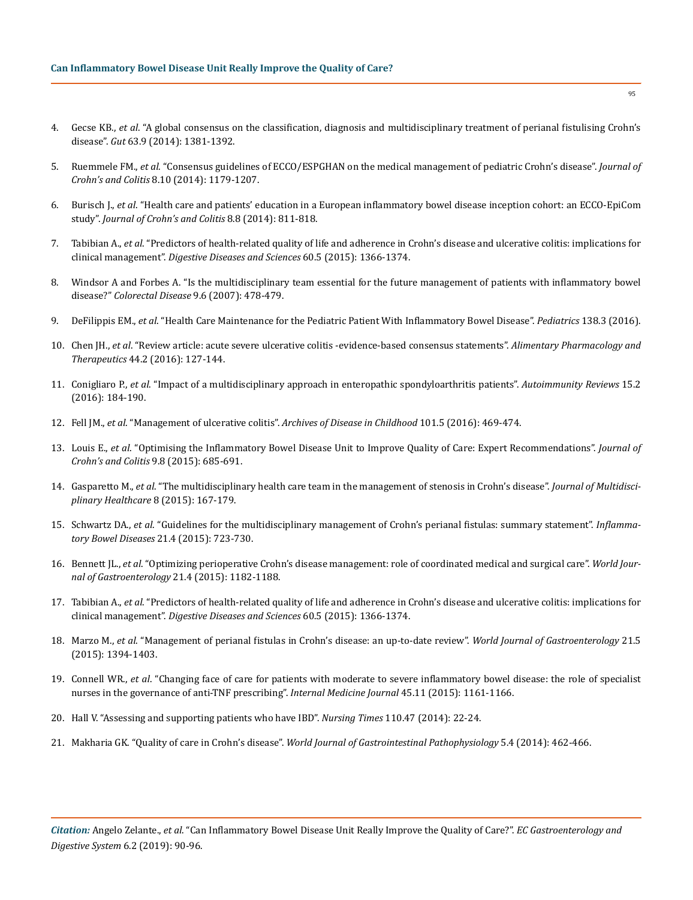4. Gecse KB., *et al*. "A global consensus on the classification, diagnosis and multidisciplinary treatment of perianal fistulising Crohn's disease". *Gut* 63.9 (2014): 1381-1392.

5. Ruemmele FM., *et al.* "Consensus guidelines of ECCO/ESPGHAN on the medical management of pediatric Crohn's disease". *Journal of Crohn's and Colitis* 8.10 (2014): 1179-1207.

6. Burisch J., *et al*. "Health care and patients' education in a European inflammatory bowel disease inception cohort: an ECCO-EpiCom study". *Journal of Crohn's and Colitis* 8.8 (2014): 811-818.

7. Tabibian A., *et al*. "Predictors of health-related quality of life and adherence in Crohn's disease and ulcerative colitis: implications for clinical management". *Digestive Diseases and Sciences* 60.5 (2015): 1366-1374.

8. Windsor A and Forbes A. "Is the multidisciplinary team essential for the future management of patients with inflammatory bowel disease?" *Colorectal Disease* 9.6 (2007): 478-479.

9. DeFilippis EM., *et al*. "Health Care Maintenance for the Pediatric Patient With Inflammatory Bowel Disease". *Pediatrics* 138.3 (2016).

10. Chen JH., *et al*. "Review article: acute severe ulcerative colitis -evidence-based consensus statements". *Alimentary Pharmacology and Therapeutics* 44.2 (2016): 127-144.

11. Conigliaro P., *et al*. "Impact of a multidisciplinary approach in enteropathic spondyloarthritis patients". *Autoimmunity Reviews* 15.2 (2016): 184-190.

12. Fell JM., *et al*. "Management of ulcerative colitis". *Archives of Disease in Childhood* 101.5 (2016): 469-474.

13. Louis E., *et al*. "Optimising the Inflammatory Bowel Disease Unit to Improve Quality of Care: Expert Recommendations". *Journal of Crohn's and Colitis* 9.8 (2015): 685-691.

14. Gasparetto M., *et al*. "The multidisciplinary health care team in the management of stenosis in Crohn's disease". *Journal of Multidisciplinary Healthcare* 8 (2015): 167-179.

15. Schwartz DA., *et al*. "Guidelines for the multidisciplinary management of Crohn's perianal fistulas: summary statement". *Inflammatory Bowel Diseases* 21.4 (2015): 723-730.

16. Bennett JL., *et al*. "Optimizing perioperative Crohn's disease management: role of coordinated medical and surgical care". *World Journal of Gastroenterology* 21.4 (2015): 1182-1188.

17. Tabibian A., *et al*. "Predictors of health-related quality of life and adherence in Crohn's disease and ulcerative colitis: implications for clinical management". *Digestive Diseases and Sciences* 60.5 (2015): 1366-1374.

18. Marzo M., *et al*. "Management of perianal fistulas in Crohn's disease: an up-to-date review". *World Journal of Gastroenterology* 21.5 (2015): 1394-1403.

19. Connell WR., *et al*. "Changing face of care for patients with moderate to severe inflammatory bowel disease: the role of specialist nurses in the governance of anti-TNF prescribing". *Internal Medicine Journal* 45.11 (2015): 1161-1166.

20. Hall V. "Assessing and supporting patients who have IBD". *Nursing Times* 110.47 (2014): 22-24.

21. Makharia GK. "Quality of care in Crohn's disease". *World Journal of Gastrointestinal Pathophysiology* 5.4 (2014): 462-466.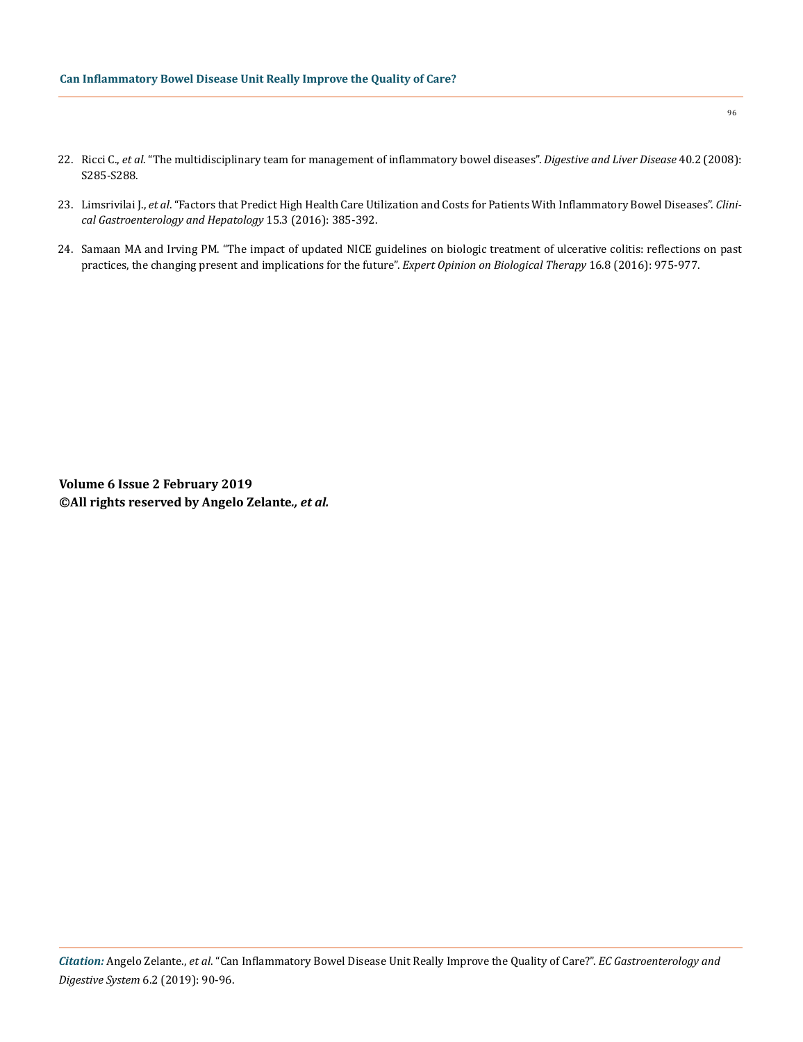22. Ricci C., *et al*. "The multidisciplinary team for management of inflammatory bowel diseases". *Digestive and Liver Disease* 40.2 (2008): S285-S288.

23. Limsrivilai J., *et al*. "Factors that Predict High Health Care Utilization and Costs for Patients With Inflammatory Bowel Diseases". *Clinical Gastroenterology and Hepatology* 15.3 (2016): 385-392.

24. Samaan MA and Irving PM. "The impact of updated NICE guidelines on biologic treatment of ulcerative colitis: reflections on past practices, the changing present and implications for the future". *Expert Opinion on Biological Therapy* 16.8 (2016): 975-977.

**Volume 6 Issue 2 February 2019**
**©All rights reserved by Angelo Zelante*., et al.***